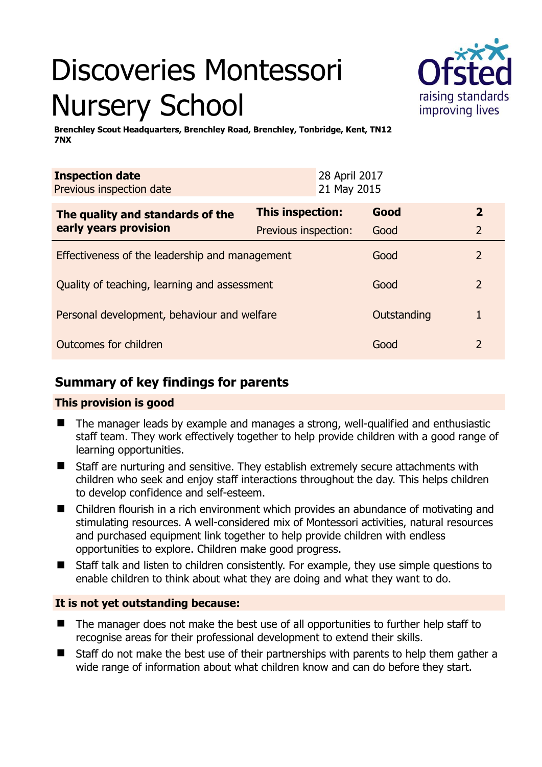# Discoveries Montessori Nursery School

**Brenchley Scout Headquarters, Brenchley Road, Brenchley, Tonbridge, Kent, TN12 7NX**

| **Inspection date** | 28 April 2017 |
| --- | --- |
| Previous inspection date | 21 May 2015 |

| **The quality and standards of the early years provision** | **This inspection:** | **Good** | **2** |
| --- | --- | --- | --- |
| | Previous inspection: | Good | 2 |
| Effectiveness of the leadership and management | | Good | 2 |
| Quality of teaching, learning and assessment | | Good | 2 |
| Personal development, behaviour and welfare | | Outstanding | 1 |
| Outcomes for children | | Good | 2 |

## Summary of key findings for parents

### This provision is good

- The manager leads by example and manages a strong, well-qualified and enthusiastic staff team. They work effectively together to help provide children with a good range of learning opportunities.
- Staff are nurturing and sensitive. They establish extremely secure attachments with children who seek and enjoy staff interactions throughout the day. This helps children to develop confidence and self-esteem.
- Children flourish in a rich environment which provides an abundance of motivating and stimulating resources. A well-considered mix of Montessori activities, natural resources and purchased equipment link together to help provide children with endless opportunities to explore. Children make good progress.
- Staff talk and listen to children consistently. For example, they use simple questions to enable children to think about what they are doing and what they want to do.

### It is not yet outstanding because:

- The manager does not make the best use of all opportunities to further help staff to recognise areas for their professional development to extend their skills.
- Staff do not make the best use of their partnerships with parents to help them gather a wide range of information about what children know and can do before they start.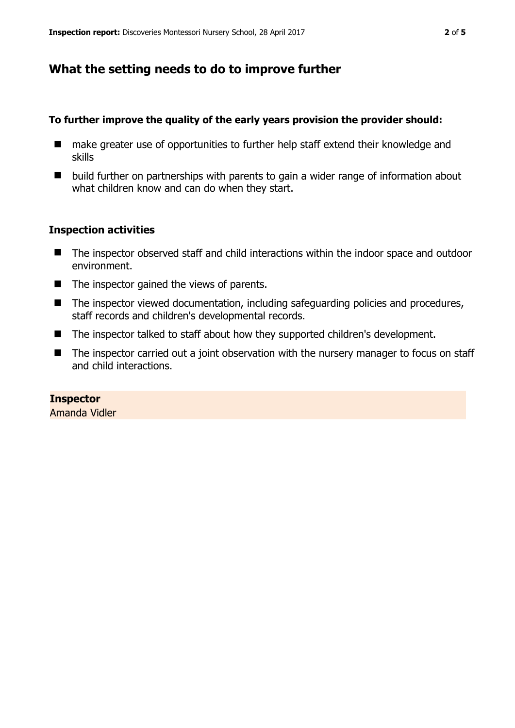## What the setting needs to do to improve further

**To further improve the quality of the early years provision the provider should:**

- make greater use of opportunities to further help staff extend their knowledge and skills
- build further on partnerships with parents to gain a wider range of information about what children know and can do when they start.

### Inspection activities

- The inspector observed staff and child interactions within the indoor space and outdoor environment.
- The inspector gained the views of parents.
- The inspector viewed documentation, including safeguarding policies and procedures, staff records and children's developmental records.
- The inspector talked to staff about how they supported children's development.
- The inspector carried out a joint observation with the nursery manager to focus on staff and child interactions.

**Inspector**
Amanda Vidler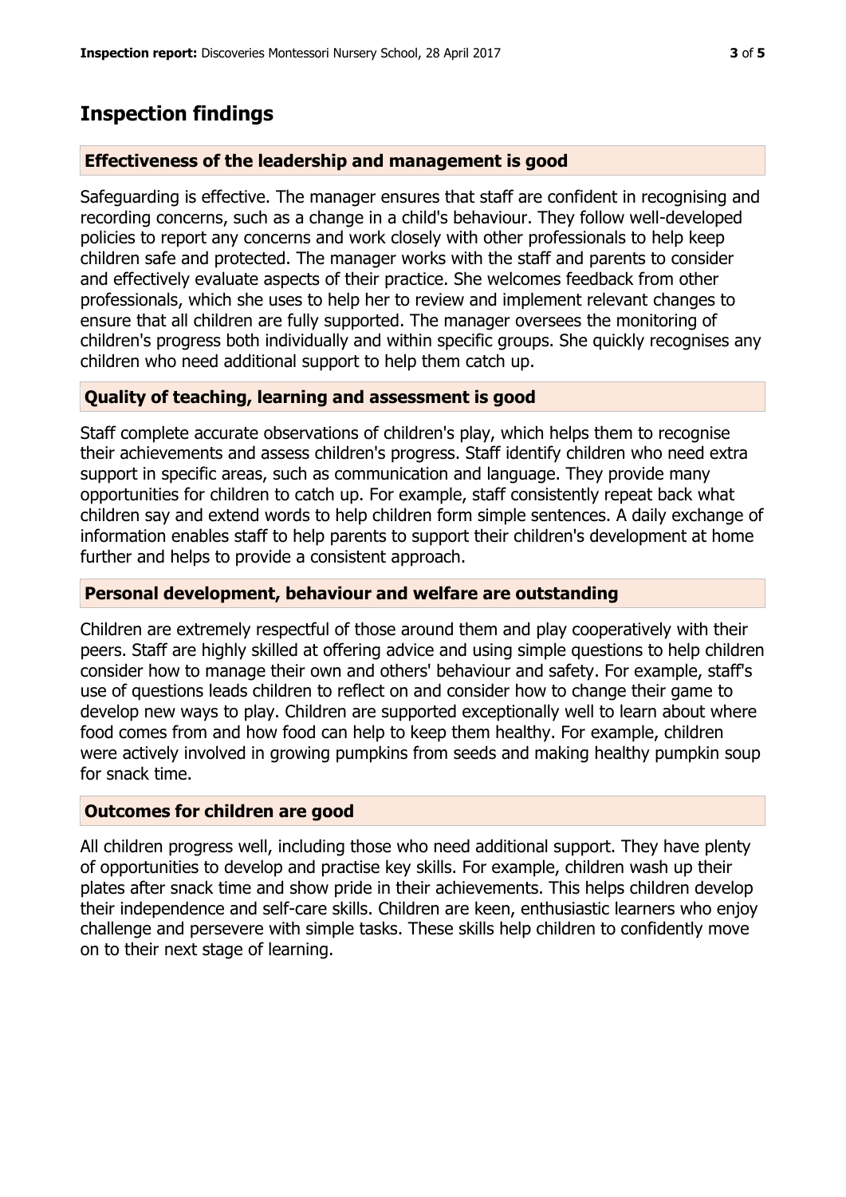## Inspection findings

### Effectiveness of the leadership and management is good

Safeguarding is effective. The manager ensures that staff are confident in recognising and recording concerns, such as a change in a child's behaviour. They follow well-developed policies to report any concerns and work closely with other professionals to help keep children safe and protected. The manager works with the staff and parents to consider and effectively evaluate aspects of their practice. She welcomes feedback from other professionals, which she uses to help her to review and implement relevant changes to ensure that all children are fully supported. The manager oversees the monitoring of children's progress both individually and within specific groups. She quickly recognises any children who need additional support to help them catch up.

### Quality of teaching, learning and assessment is good

Staff complete accurate observations of children's play, which helps them to recognise their achievements and assess children's progress. Staff identify children who need extra support in specific areas, such as communication and language. They provide many opportunities for children to catch up. For example, staff consistently repeat back what children say and extend words to help children form simple sentences. A daily exchange of information enables staff to help parents to support their children's development at home further and helps to provide a consistent approach.

### Personal development, behaviour and welfare are outstanding

Children are extremely respectful of those around them and play cooperatively with their peers. Staff are highly skilled at offering advice and using simple questions to help children consider how to manage their own and others' behaviour and safety. For example, staff's use of questions leads children to reflect on and consider how to change their game to develop new ways to play. Children are supported exceptionally well to learn about where food comes from and how food can help to keep them healthy. For example, children were actively involved in growing pumpkins from seeds and making healthy pumpkin soup for snack time.

### Outcomes for children are good

All children progress well, including those who need additional support. They have plenty of opportunities to develop and practise key skills. For example, children wash up their plates after snack time and show pride in their achievements. This helps children develop their independence and self-care skills. Children are keen, enthusiastic learners who enjoy challenge and persevere with simple tasks. These skills help children to confidently move on to their next stage of learning.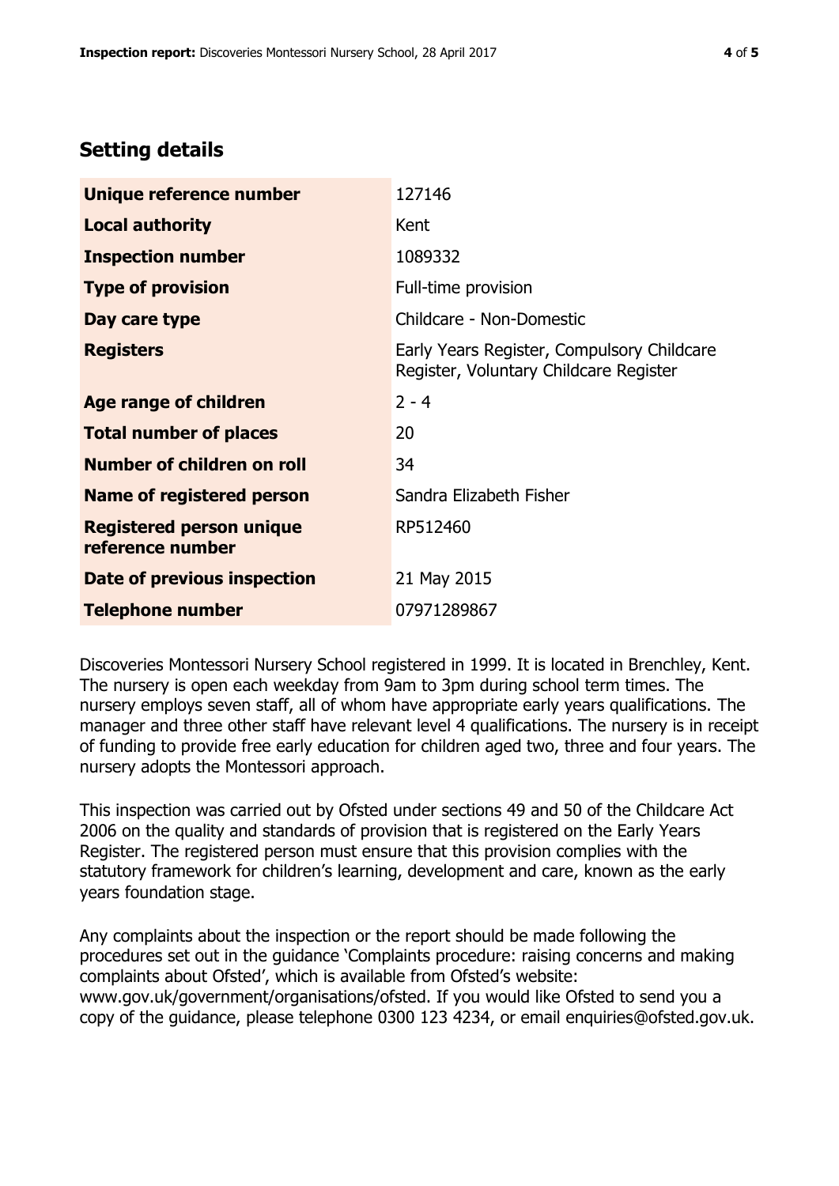## Setting details

| | |
|---|---|
| **Unique reference number** | 127146 |
| **Local authority** | Kent |
| **Inspection number** | 1089332 |
| **Type of provision** | Full-time provision |
| **Day care type** | Childcare - Non-Domestic |
| **Registers** | Early Years Register, Compulsory Childcare Register, Voluntary Childcare Register |
| **Age range of children** | 2 - 4 |
| **Total number of places** | 20 |
| **Number of children on roll** | 34 |
| **Name of registered person** | Sandra Elizabeth Fisher |
| **Registered person unique reference number** | RP512460 |
| **Date of previous inspection** | 21 May 2015 |
| **Telephone number** | 07971289867 |

Discoveries Montessori Nursery School registered in 1999. It is located in Brenchley, Kent. The nursery is open each weekday from 9am to 3pm during school term times. The nursery employs seven staff, all of whom have appropriate early years qualifications. The manager and three other staff have relevant level 4 qualifications. The nursery is in receipt of funding to provide free early education for children aged two, three and four years. The nursery adopts the Montessori approach.

This inspection was carried out by Ofsted under sections 49 and 50 of the Childcare Act 2006 on the quality and standards of provision that is registered on the Early Years Register. The registered person must ensure that this provision complies with the statutory framework for children's learning, development and care, known as the early years foundation stage.

Any complaints about the inspection or the report should be made following the procedures set out in the guidance 'Complaints procedure: raising concerns and making complaints about Ofsted', which is available from Ofsted's website: www.gov.uk/government/organisations/ofsted. If you would like Ofsted to send you a copy of the guidance, please telephone 0300 123 4234, or email enquiries@ofsted.gov.uk.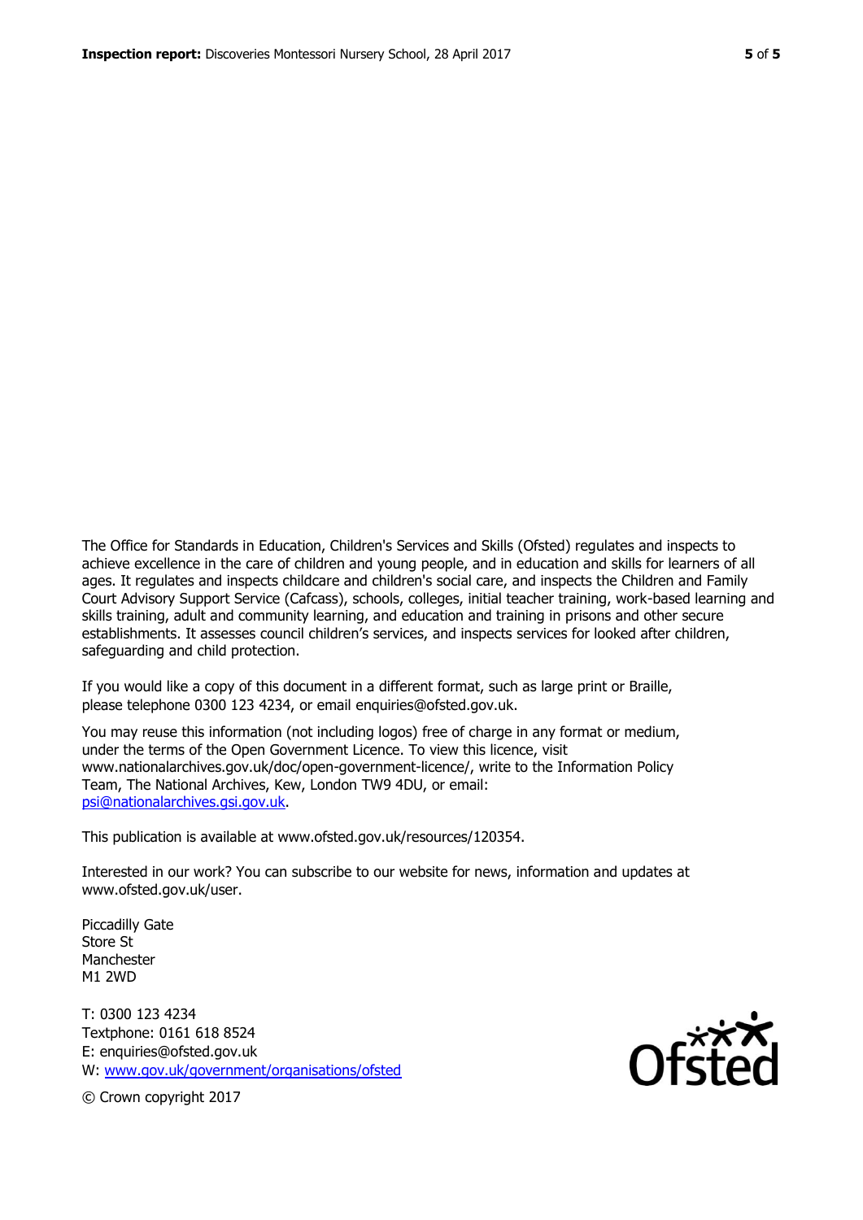The Office for Standards in Education, Children's Services and Skills (Ofsted) regulates and inspects to achieve excellence in the care of children and young people, and in education and skills for learners of all ages. It regulates and inspects childcare and children's social care, and inspects the Children and Family Court Advisory Support Service (Cafcass), schools, colleges, initial teacher training, work-based learning and skills training, adult and community learning, and education and training in prisons and other secure establishments. It assesses council children's services, and inspects services for looked after children, safeguarding and child protection.

If you would like a copy of this document in a different format, such as large print or Braille, please telephone 0300 123 4234, or email enquiries@ofsted.gov.uk.

You may reuse this information (not including logos) free of charge in any format or medium, under the terms of the Open Government Licence. To view this licence, visit www.nationalarchives.gov.uk/doc/open-government-licence/, write to the Information Policy Team, The National Archives, Kew, London TW9 4DU, or email: psi@nationalarchives.gsi.gov.uk.

This publication is available at www.ofsted.gov.uk/resources/120354.

Interested in our work? You can subscribe to our website for news, information and updates at www.ofsted.gov.uk/user.

Piccadilly Gate
Store St
Manchester
M1 2WD

T: 0300 123 4234
Textphone: 0161 618 8524
E: enquiries@ofsted.gov.uk
W: www.gov.uk/government/organisations/ofsted

© Crown copyright 2017